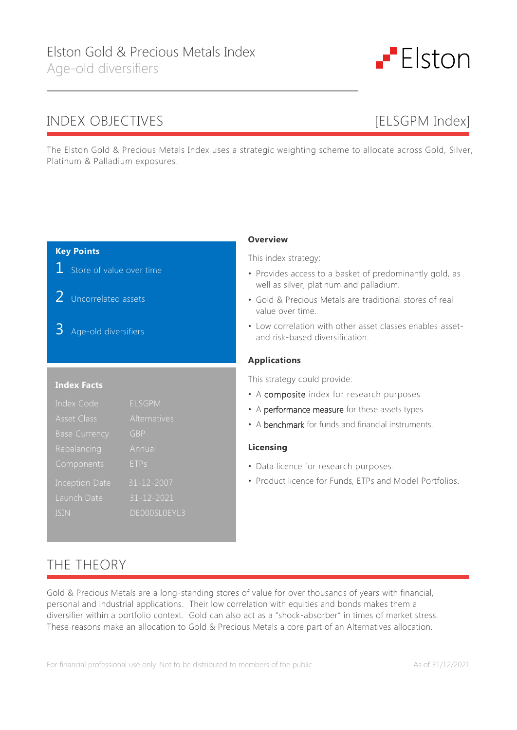# Elston Gold & Precious Metals Index

Age-old diversifiers

Elston

## INDEX OBJECTIVES [ELSGPM Index]

The Elston Gold & Precious Metals Index uses a strategic weighting scheme to allocate across Gold, Silver, Platinum & Palladium exposures.

**Key Points**

1 Store of value over time

2 Uncorrelated assets

3 Age-old diversifiers

**Index Facts**

| | |
|---|---|
| Index Code | ELSGPM |
| Asset Class | Alternatives |
| Base Currency | GBP |
| Rebalancing | Annual |
| Components | ETPs |
| Inception Date | 31-12-2007 |
| Launch Date | 31-12-2021 |
| ISIN | DE000SL0EYL3 |

**Overview**

This index strategy:

- Provides access to a basket of predominantly gold, as well as silver, platinum and palladium.
- Gold & Precious Metals are traditional stores of real value over time.
- Low correlation with other asset classes enables asset- and risk-based diversification.

**Applications**

This strategy could provide:

- A composite index for research purposes
- A performance measure for these assets types
- A benchmark for funds and financial instruments.

**Licensing**

- Data licence for research purposes.
- Product licence for Funds, ETPs and Model Portfolios.

## THE THEORY

Gold & Precious Metals are a long-standing stores of value for over thousands of years with financial, personal and industrial applications. Their low correlation with equities and bonds makes them a diversifier within a portfolio context. Gold can also act as a "shock-absorber" in times of market stress. These reasons make an allocation to Gold & Precious Metals a core part of an Alternatives allocation.

For financial professional use only. Not to be distributed to members of the public. As of 31/12/2021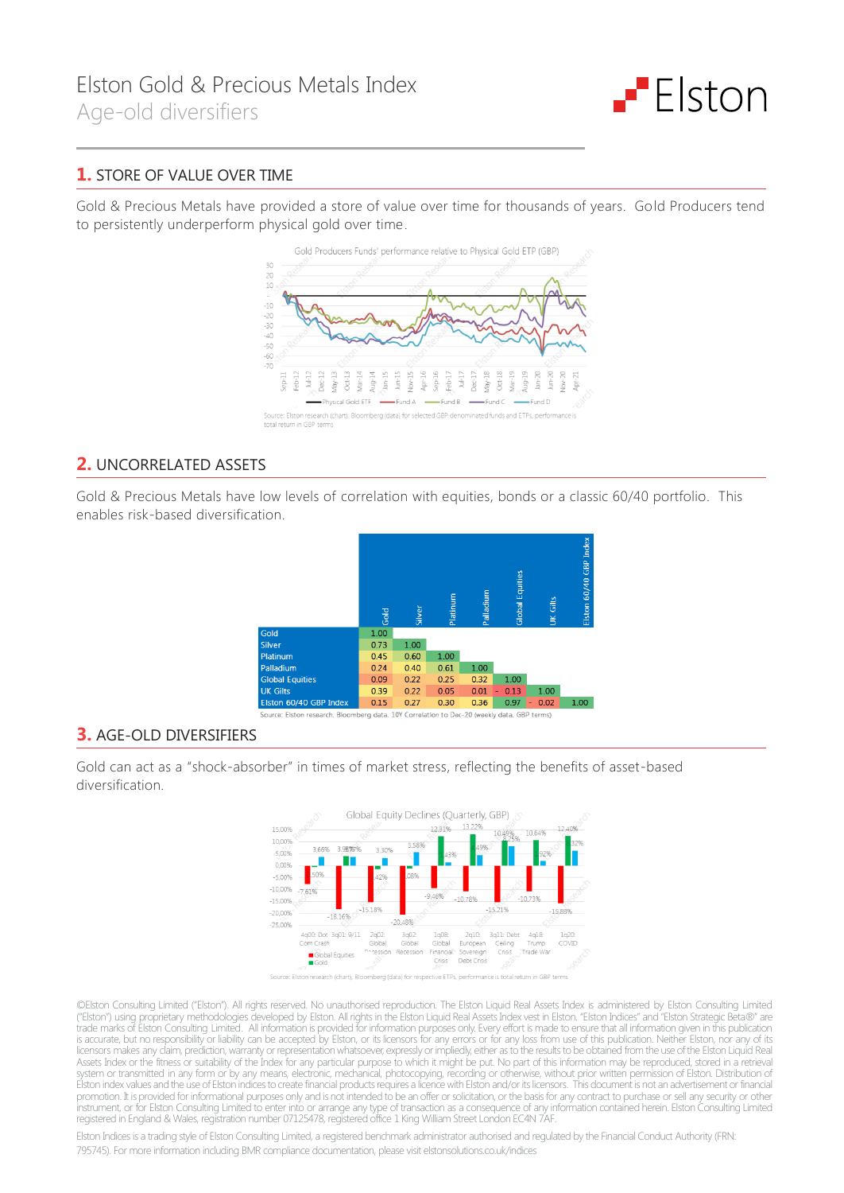# Elston Gold & Precious Metals Index
## Age-old diversifiers

## 1. STORE OF VALUE OVER TIME

Gold & Precious Metals have provided a store of value over time for thousands of years. Gold Producers tend to persistently underperform physical gold over time.

Gold Producers Funds' performance relative to Physical Gold ETP (GBP)

30
20
10
-
-10
-20
-30
-40
-50
-60
-70

Sep-11, Feb-12, Jul-12, Dec-12, May-13, Oct-13, Mar-14, Aug-14, Jan-15, Jun-15, Nov-15, Apr-16, Sep-16, Feb-17, Jul-17, Dec-17, May-18, Oct-18, Mar-19, Aug-19, Jan-20, Jun-20, Nov-20, Apr-21

Physical Gold ETF, Fund A, Fund B, Fund C, Fund D

Source: Elston research (chart), Bloomberg (data) for selected GBP denominated funds and ETPs, performance is total return in GBP terms

## 2. UNCORRELATED ASSETS

Gold & Precious Metals have low levels of correlation with equities, bonds or a classic 60/40 portfolio. This enables risk-based diversification.

| | Gold | Silver | Platinum | Palladium | Global Equities | UK Gilts | Elston 60/40 GBP Index |
|---|---|---|---|---|---|---|---|
| Gold | 1.00 | | | | | | |
| Silver | 0.73 | 1.00 | | | | | |
| Platinum | 0.45 | 0.60 | 1.00 | | | | |
| Palladium | 0.24 | 0.40 | 0.61 | 1.00 | | | |
| Global Equities | 0.09 | 0.22 | 0.25 | 0.32 | 1.00 | | |
| UK Gilts | 0.39 | 0.22 | 0.05 | 0.01 | - 0.13 | 1.00 | |
| Elston 60/40 GBP Index | 0.15 | 0.27 | 0.30 | 0.36 | 0.97 | - 0.02 | 1.00 |

Source: Elston research. Bloomberg data. 10Y Correlation to Dec-20 (weekly data, GBP terms)

## 3. AGE-OLD DIVERSIFIERS

Gold can act as a "shock-absorber" in times of market stress, reflecting the benefits of asset-based diversification.

Global Equity Declines (Quarterly, GBP)

15.00%
10.00%
5.00%
0.00%
-5.00%
-10.00%
-15.00%
-20.00%
-25.00%

3.66%, 3.98%, 3.30%, 5.58%, 12.31%, 13.22%, 10.49%, 8.75%, 10.64%, 12.40%, -7.61%, -18.16%, -15.18%, -20.48%, -9.46%, -10.78%, -15.21%, -10.73%, -15.88%

4q00: Dot Com Crash, 3q01: 9/11, 2q02: Global Recession, 3q02: Global Recession, 1q08: Global Financial Crisis, 2q10: European Sovereign Debt Crisis, 3q11: Debt Ceiling Crisis, 4q18: Trump Trade War, 1q20: COVID

Global Equities
Gold

Source: Elston research (chart), Bloomberg (data) for respective ETPs, performance is total return in GBP terms

©Elston Consulting Limited ("Elston"). All rights reserved. No unauthorised reproduction. The Elston Liquid Real Assets Index is administered by Elston Consulting Limited ("Elston") using proprietary methodologies developed by Elston. All rights in the Elston Liquid Real Assets Index vest in Elston. "Elston Indices" and "Elston Strategic Beta®" are trade marks of Elston Consulting Limited. All information is provided for information purposes only. Every effort is made to ensure that all information given in this publication is accurate, but no responsibility or liability can be accepted by Elston, or its licensors for any errors or for any loss from use of this publication. Neither Elston, nor any of its licensors makes any claim, prediction, warranty or representation whatsoever, expressly or impliedly, either as to the results to be obtained from the use of the Elston Liquid Real Assets Index or the fitness or suitability of the Index for any particular purpose to which it might be put. No part of this information may be reproduced, stored in a retrieval system or transmitted in any form or by any means, electronic, mechanical, photocopying, recording or otherwise, without prior written permission of Elston. Distribution of Elston index values and the use of Elston indices to create financial products requires a licence with Elston and/or its licensors. This document is not an advertisement or financial promotion. It is provided for informational purposes only and is not intended to be an offer or solicitation, or the basis for any contract to purchase or sell any security or other instrument, or for Elston Consulting Limited to enter into or arrange any type of transaction as a consequence of any information contained herein. Elston Consulting Limited registered in England & Wales, registration number 07125478, registered office 1 King William Street London EC4N 7AF.

Elston Indices is a trading style of Elston Consulting Limited, a registered benchmark administrator authorised and regulated by the Financial Conduct Authority (FRN: 795745). For more information including BMR compliance documentation, please visit elstonsolutions.co.uk/indices